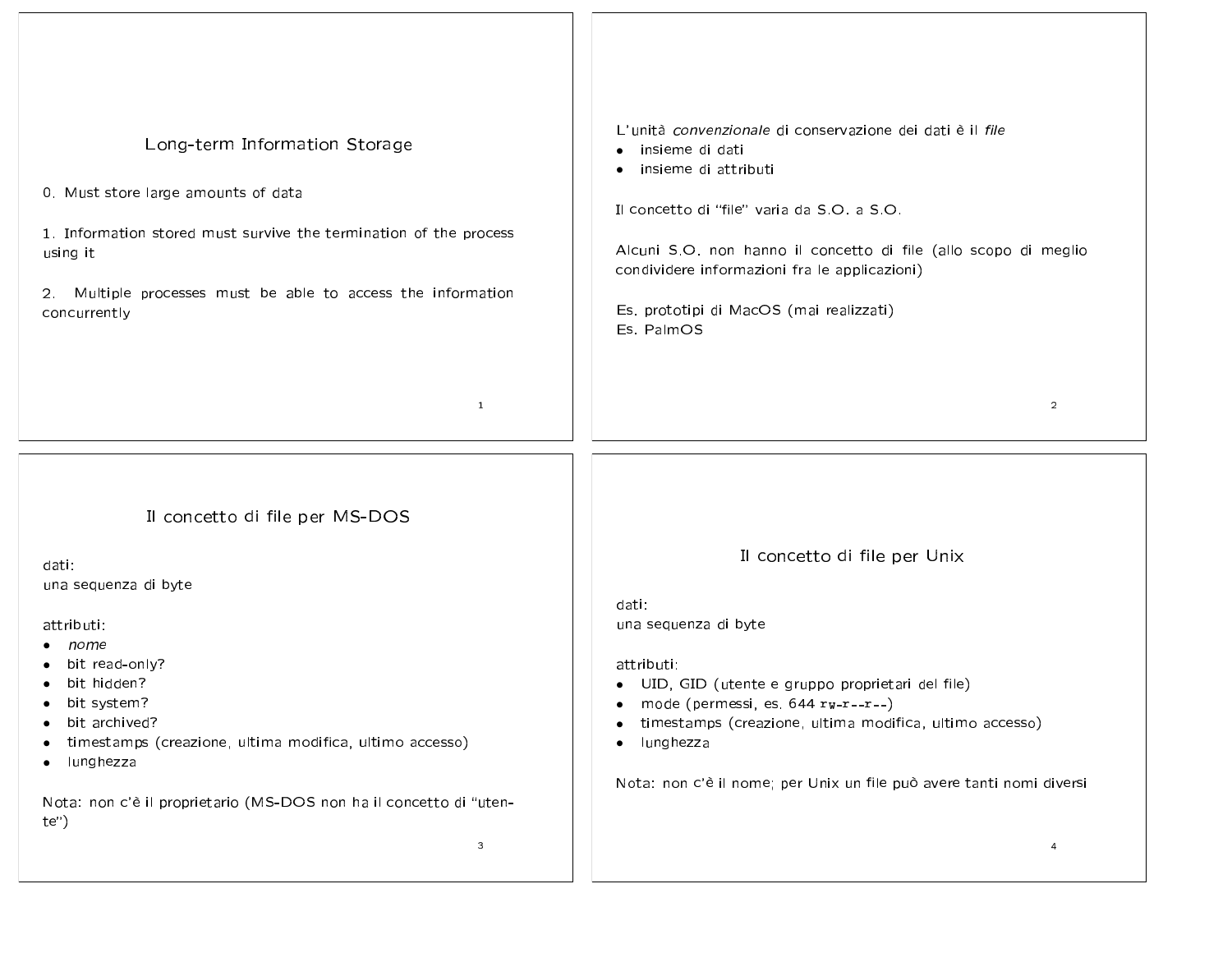## Long-term Information Storage

0. Must store large amounts of data

1. Information stored must survive the termination of the process using it

2. Multiple processes must be able to access the information concurrently

---

L'unità *convenzionale* di conservazione dei dati è il *file*

- insieme di dati
- insieme di attributi

Il concetto di "file" varia da S.O. a S.O.

Alcuni S.O. non hanno il concetto di file (allo scopo di meglio condividere informazioni fra le applicazioni)

Es. prototipi di MacOS (mai realizzati)
Es. PalmOS

---

## Il concetto di file per MS-DOS

dati:
una sequenza di byte

attributi:

- *nome*
- bit read-only?
- bit hidden?
- bit system?
- bit archived?
- timestamps (creazione, ultima modifica, ultimo accesso)
- lunghezza

Nota: non c'è il proprietario (MS-DOS non ha il concetto di "utente")

---

## Il concetto di file per Unix

dati:
una sequenza di byte

attributi:

- UID, GID (utente e gruppo proprietari del file)
- mode (permessi, es. 644 `rw-r--r--`)
- timestamps (creazione, ultima modifica, ultimo accesso)
- lunghezza

Nota: non c'è il nome; per Unix un file può avere tanti nomi diversi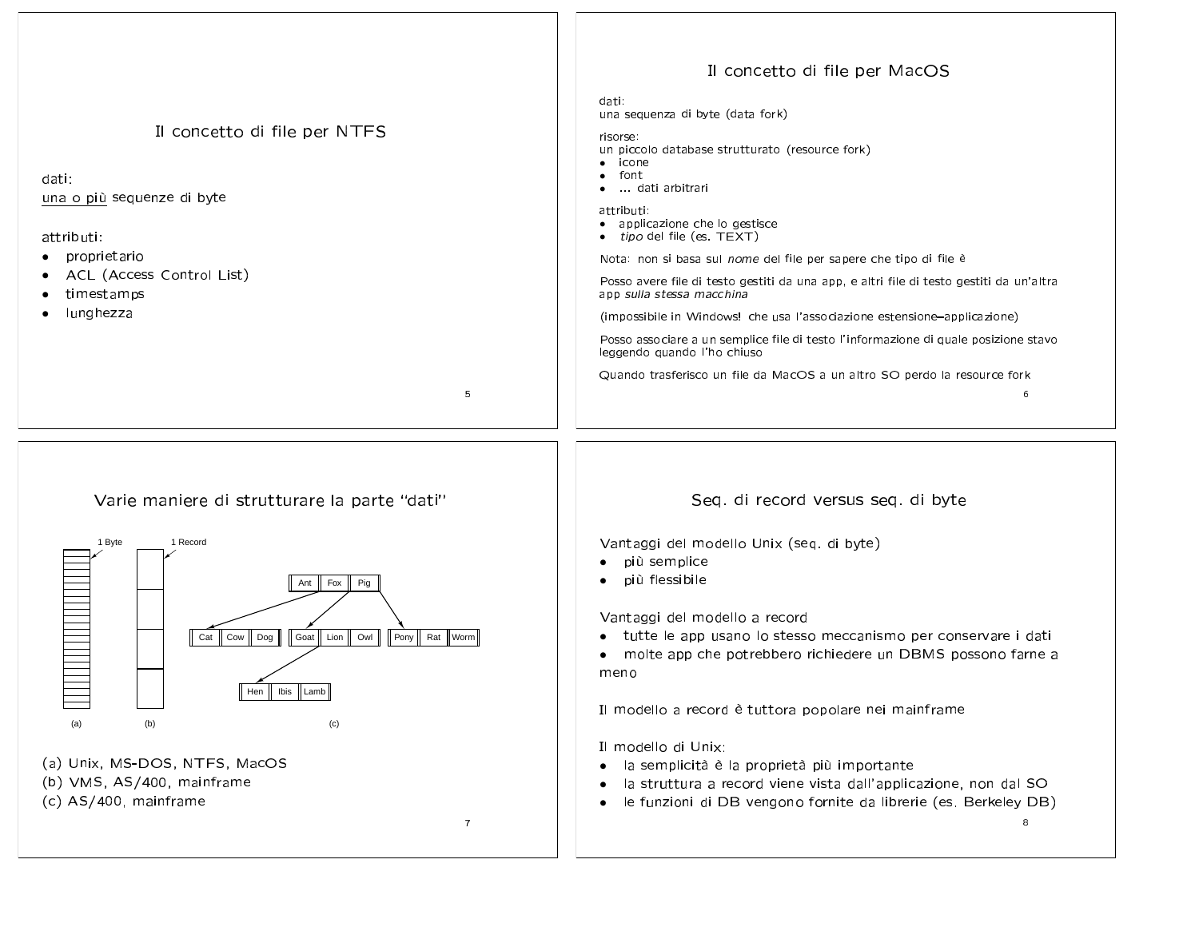# Il concetto di file per NTFS

dati:
<u>una o più</u> sequenze di byte

attributi:

- proprietario
- ACL (Access Control List)
- timestamps
- lunghezza

# Il concetto di file per MacOS

dati:
una sequenza di byte (data fork)

risorse:
un piccolo database strutturato (resource fork)

- icone
- font
- ... dati arbitrari

attributi:

- applicazione che lo gestisce
- *tipo* del file (es. TEXT)

Nota: non si basa sul *nome* del file per sapere che tipo di file è

Posso avere file di testo gestiti da una app, e altri file di testo gestiti da un'altra app *sulla stessa macchina*

(impossibile in Windows! che usa l'associazione estensione–applicazione)

Posso associare a un semplice file di testo l'informazione di quale posizione stavo leggendo quando l'ho chiuso

Quando trasferisco un file da MacOS a un altro SO perdo la resource fork

# Varie maniere di strutturare la parte "dati"

(a) Unix, MS-DOS, NTFS, MacOS
(b) VMS, AS/400, mainframe
(c) AS/400, mainframe

# Seq. di record versus seq. di byte

Vantaggi del modello Unix (seq. di byte)

- più semplice
- più flessibile

Vantaggi del modello a record

- tutte le app usano lo stesso meccanismo per conservare i dati
- molte app che potrebbero richiedere un DBMS possono farne a meno

Il modello a record è tuttora popolare nei mainframe

Il modello di Unix:

- la semplicità è la proprietà più importante
- la struttura a record viene vista dall'applicazione, non dal SO
- le funzioni di DB vengono fornite da librerie (es. Berkeley DB)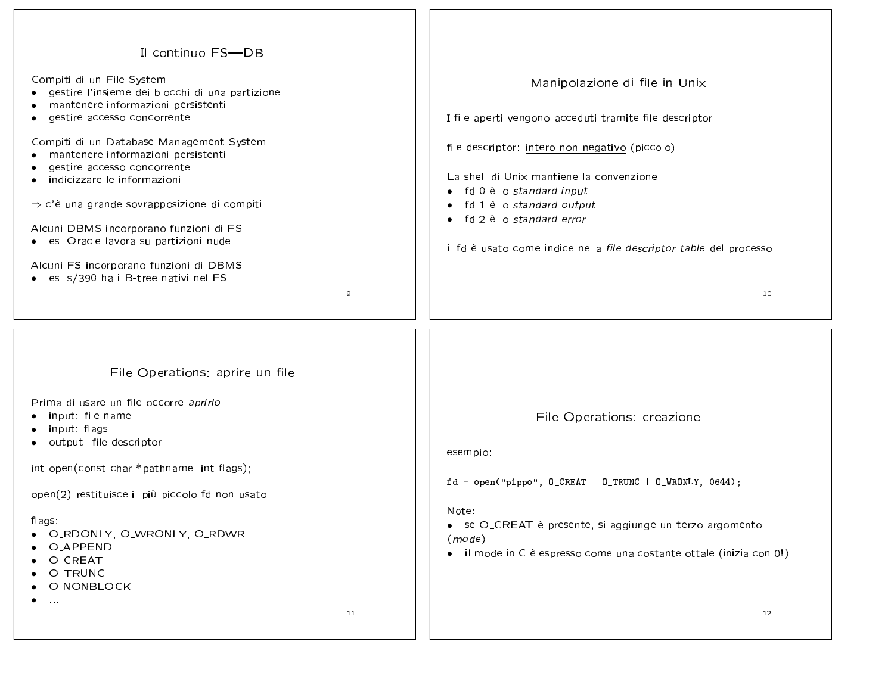## Il continuo FS—DB

Compiti di un File System

- gestire l'insieme dei blocchi di una partizione
- mantenere informazioni persistenti
- gestire accesso concorrente

Compiti di un Database Management System

- mantenere informazioni persistenti
- gestire accesso concorrente
- indicizzare le informazioni

⇒ c'è una grande sovrapposizione di compiti

Alcuni DBMS incorporano funzioni di FS

- es. Oracle lavora su partizioni nude

Alcuni FS incorporano funzioni di DBMS

- es. s/390 ha i B-tree nativi nel FS

## Manipolazione di file in Unix

I file aperti vengono acceduti tramite file descriptor

file descriptor: <u>intero non negativo</u> (piccolo)

La shell di Unix mantiene la convenzione:

- fd 0 è lo *standard input*
- fd 1 è lo *standard output*
- fd 2 è lo *standard error*

il fd è usato come indice nella *file descriptor table* del processo

## File Operations: aprire un file

Prima di usare un file occorre *aprirlo*

- input: file name
- input: flags
- output: file descriptor

```
int open(const char *pathname, int flags);
```

open(2) restituisce il più piccolo fd non usato

flags:

- O_RDONLY, O_WRONLY, O_RDWR
- O_APPEND
- O_CREAT
- O_TRUNC
- O_NONBLOCK
- ...

## File Operations: creazione

esempio:

```
fd = open("pippo", O_CREAT | O_TRUNC | O_WRONLY, 0644);
```

Note:

- se O_CREAT è presente, si aggiunge un terzo argomento (*mode*)
- il mode in C è espresso come una costante ottale (inizia con 0!)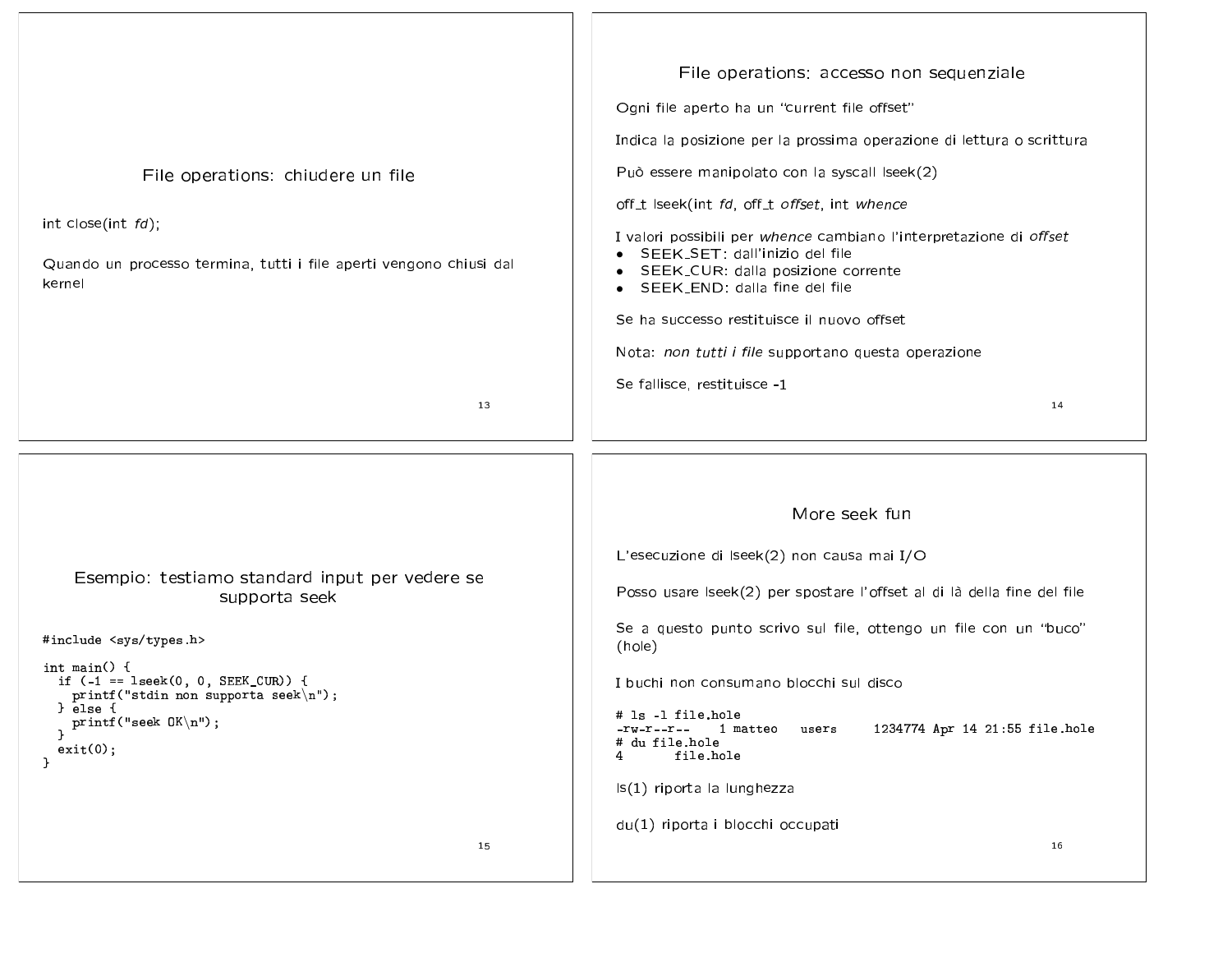## File operations: chiudere un file

int close(int *fd*);

Quando un processo termina, tutti i file aperti vengono chiusi dal kernel

## File operations: accesso non sequenziale

Ogni file aperto ha un "current file offset"

Indica la posizione per la prossima operazione di lettura o scrittura

Può essere manipolato con la syscall lseek(2)

off_t lseek(int *fd*, off_t *offset*, int *whence*

I valori possibili per *whence* cambiano l'interpretazione di *offset*

- SEEK_SET: dall'inizio del file
- SEEK_CUR: dalla posizione corrente
- SEEK_END: dalla fine del file

Se ha successo restituisce il nuovo offset

Nota: *non tutti i file* supportano questa operazione

Se fallisce, restituisce -1

## Esempio: testiamo standard input per vedere se supporta seek

```
#include <sys/types.h>

int main() {
  if (-1 == lseek(0, 0, SEEK_CUR)) {
    printf("stdin non supporta seek\n");
  } else {
    printf("seek OK\n");
  }
  exit(0);
}
```

## More seek fun

L'esecuzione di lseek(2) non causa mai I/O

Posso usare lseek(2) per spostare l'offset al di là della fine del file

Se a questo punto scrivo sul file, ottengo un file con un "buco" (hole)

I buchi non consumano blocchi sul disco

```
# ls -l file.hole
-rw-r--r--    1 matteo   users      1234774 Apr 14 21:55 file.hole
# du file.hole
4       file.hole
```

ls(1) riporta la lunghezza

du(1) riporta i blocchi occupati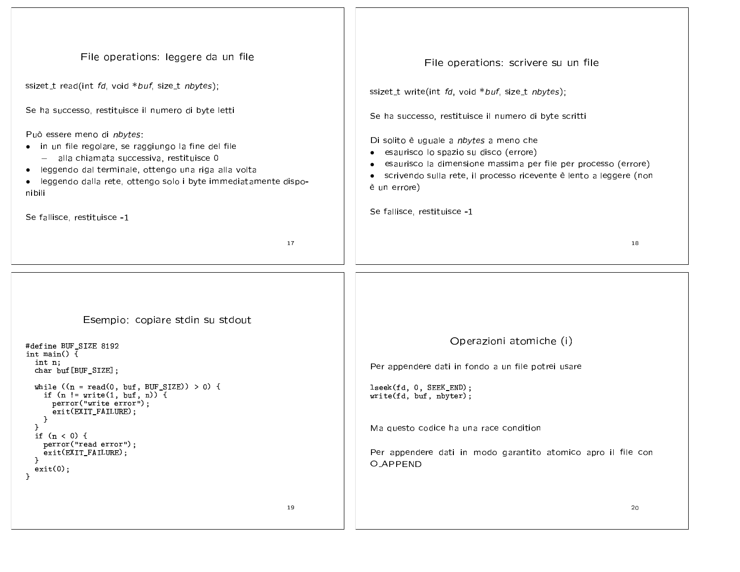## File operations: leggere da un file

ssizet_t read(int *fd*, void **buf*, size_t *nbytes*);

Se ha successo, restituisce il numero di byte letti

Può essere meno di *nbytes*:

- in un file regolare, se raggiungo la fine del file
  - alla chiamata successiva, restituisce 0
- leggendo dal terminale, ottengo una riga alla volta
- leggendo dalla rete, ottengo solo i byte immediatamente disponibili

Se fallisce, restituisce -1

## File operations: scrivere su un file

ssizet_t write(int *fd*, void **buf*, size_t *nbytes*);

Se ha successo, restituisce il numero di byte scritti

Di solito è uguale a *nbytes* a meno che

- esaurisco lo spazio su disco (errore)
- esaurisco la dimensione massima per file per processo (errore)
- scrivendo sulla rete, il processo ricevente è lento a leggere (non è un errore)

Se fallisce, restituisce -1

## Esempio: copiare stdin su stdout

```
#define BUF_SIZE 8192
int main() {
  int n;
  char buf[BUF_SIZE];

  while ((n = read(0, buf, BUF_SIZE)) > 0) {
    if (n != write(1, buf, n)) {
      perror("write error");
      exit(EXIT_FAILURE);
    }
  }
  if (n < 0) {
    perror("read error");
    exit(EXIT_FAILURE);
  }
  exit(0);
}
```

## Operazioni atomiche (i)

Per appendere dati in fondo a un file potrei usare

```
lseek(fd, 0, SEEK_END);
write(fd, buf, nbyter);
```

Ma questo codice ha una race condition

Per appendere dati in modo garantito atomico apro il file con O_APPEND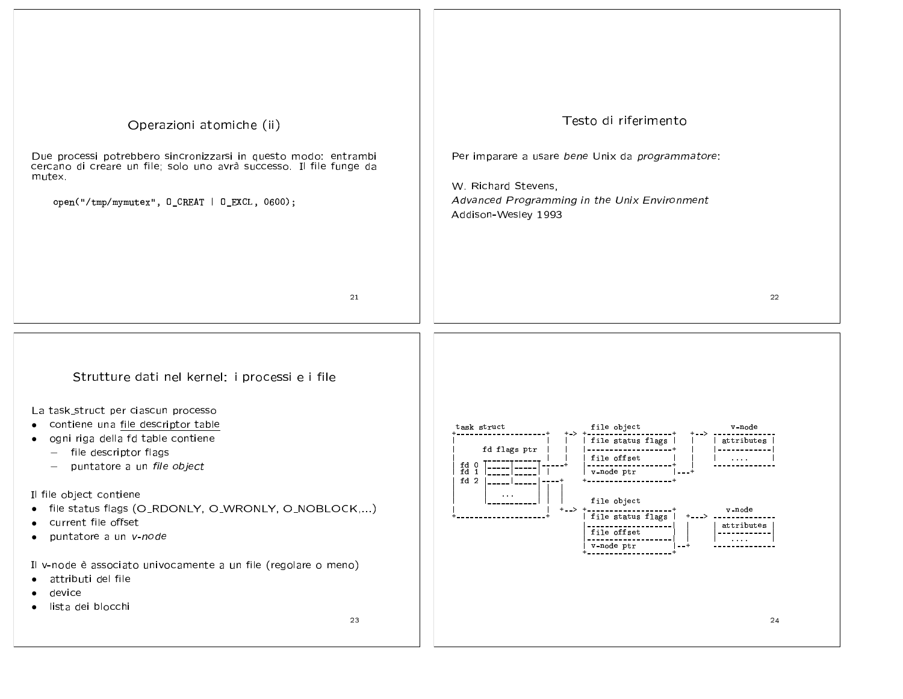## Operazioni atomiche (ii)

Due processi potrebbero sincronizzarsi in questo modo: entrambi cercano di creare un file; solo uno avrà successo. Il file funge da mutex.

```
open("/tmp/mymutex", O_CREAT | O_EXCL, 0600);
```

## Testo di riferimento

Per imparare a usare *bene* Unix da *programmatore*:

W. Richard Stevens,
*Advanced Programming in the Unix Environment*
Addison-Wesley 1993

## Strutture dati nel kernel: i processi e i file

La task_struct per ciascun processo

- contiene una file descriptor table
- ogni riga della fd table contiene
  - file descriptor flags
  - puntatore a un *file object*

Il file object contiene

- file status flags (O_RDONLY, O_WRONLY, O_NOBLOCK,...)
- current file offset
- puntatore a un *v-node*

Il v-node è associato univocamente a un file (regolare o meno)

- attributi del file
- device
- lista dei blocchi

```
task struct                    file object                  v-node
+--------------------+    +-> +------------------+    +--> ------------
|                    |    |   | file status flags |    |   | attributes |
|     fd flags ptr   |    |   |------------------+    |   |------------|
|                    |    |   | file offset       |    |   |   ....     |
| fd 0 |-----|-----|-----+   |------------------+    |   ------------
| fd 1 |-----|-----| |        | v-node ptr        |---+
| fd 2 |-----|-----|----+     +------------------+
|      |    ...    |  | |
|      -----------    | |      file object                  v-node
|                    |  +-->  +------------------+    +--> ------------
+--------------------+        | file status flags |---+    | attributes |
                              |------------------|         |------------|
                              | file offset       |        |   ....     |
                              |------------------|         ------------
                              | v-node ptr        |--+
                              +------------------+
```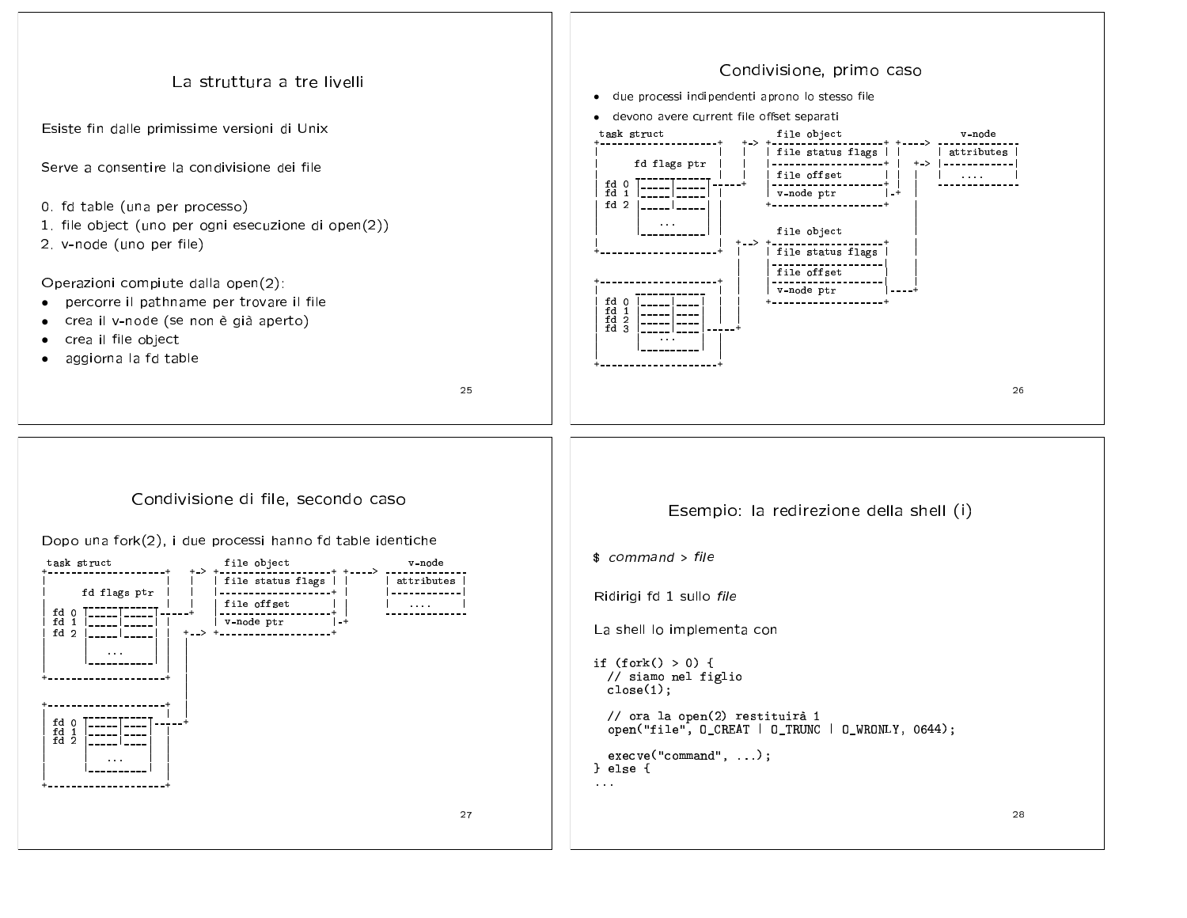## La struttura a tre livelli

Esiste fin dalle primissime versioni di Unix

Serve a consentire la condivisione dei file

0. fd table (una per processo)
1. file object (uno per ogni esecuzione di open(2))
2. v-node (uno per file)

Operazioni compiute dalla open(2):

- percorre il pathname per trovare il file
- crea il v-node (se non è già aperto)
- crea il file object
- aggiorna la fd table

## Condivisione, primo caso

- due processi indipendenti aprono lo stesso file
- devono avere current file offset separati

```
task struct                          file object                      v-node
+--------------------+    +-> +-------------------+ +-----> -------------
|                    |    |   | file status flags | |       | attributes |
|     fd flags ptr   |    |   |-------------------+ |   +-> |------------|
|      -----------   |    |   | file offset       | |   |   |   ....     |
| fd 0 |_____|_____|------+   |-------------------+ |   |   -------------
| fd 1 |_____|_____| |        | v-node ptr        |-+   |
| fd 2 |_____|_____| |        +-------------------+     |
|      |    ...    | |                                  |
|      |___________| |        file object               |
|                    |    +-> +-------------------+     |
+--------------------+    |   | file status flags |     |
                          |   |-------------------|     |
+--------------------+    |   | file offset       |     |
|      -----------   |    |   |-------------------|     |
| fd 0 |_____|____|  |    |   | v-node ptr        |-----+
| fd 1 |_____|____|  |    |   +-------------------+
| fd 2 |_____|____|  |    |
| fd 3 |_____|____|-------+
|      |   ...    |  |
|      |__________|  |
+--------------------+
```

## Condivisione di file, secondo caso

Dopo una fork(2), i due processi hanno fd table identiche

```
task struct                          file object                      v-node
+--------------------+    +-> +-------------------+ +-----> -------------
|                    |    |   | file status flags | |       | attributes |
|     fd flags ptr   |    |   |-------------------+ |       |------------|
|      -----------   |    |   | file offset       | |       |   ....     |
| fd 0 |_____|_____|------+   |-------------------+ |       -------------
| fd 1 |_____|_____| |        | v-node ptr        |-+
| fd 2 |_____|_____| |  +-->  +-------------------+
|      |    ...    | |  |
|      |___________| |  |
+--------------------+  |
                        |
+--------------------+  |
|      -----------   |  |
| fd 0 |_____|____|-----+
| fd 1 |_____|____|  |
| fd 2 |_____|____|  |
|      |   ...    |  |
|      |__________|  |
+--------------------+
```

## Esempio: la redirezione della shell (i)

$ *command* > *file*

Ridirigi fd 1 sullo *file*

La shell lo implementa con

```
if (fork() > 0) {
  // siamo nel figlio
  close(1);

  // ora la open(2) restituirà 1
  open("file", O_CREAT | O_TRUNC | O_WRONLY, 0644);

  execve("command", ...);
} else {
...
```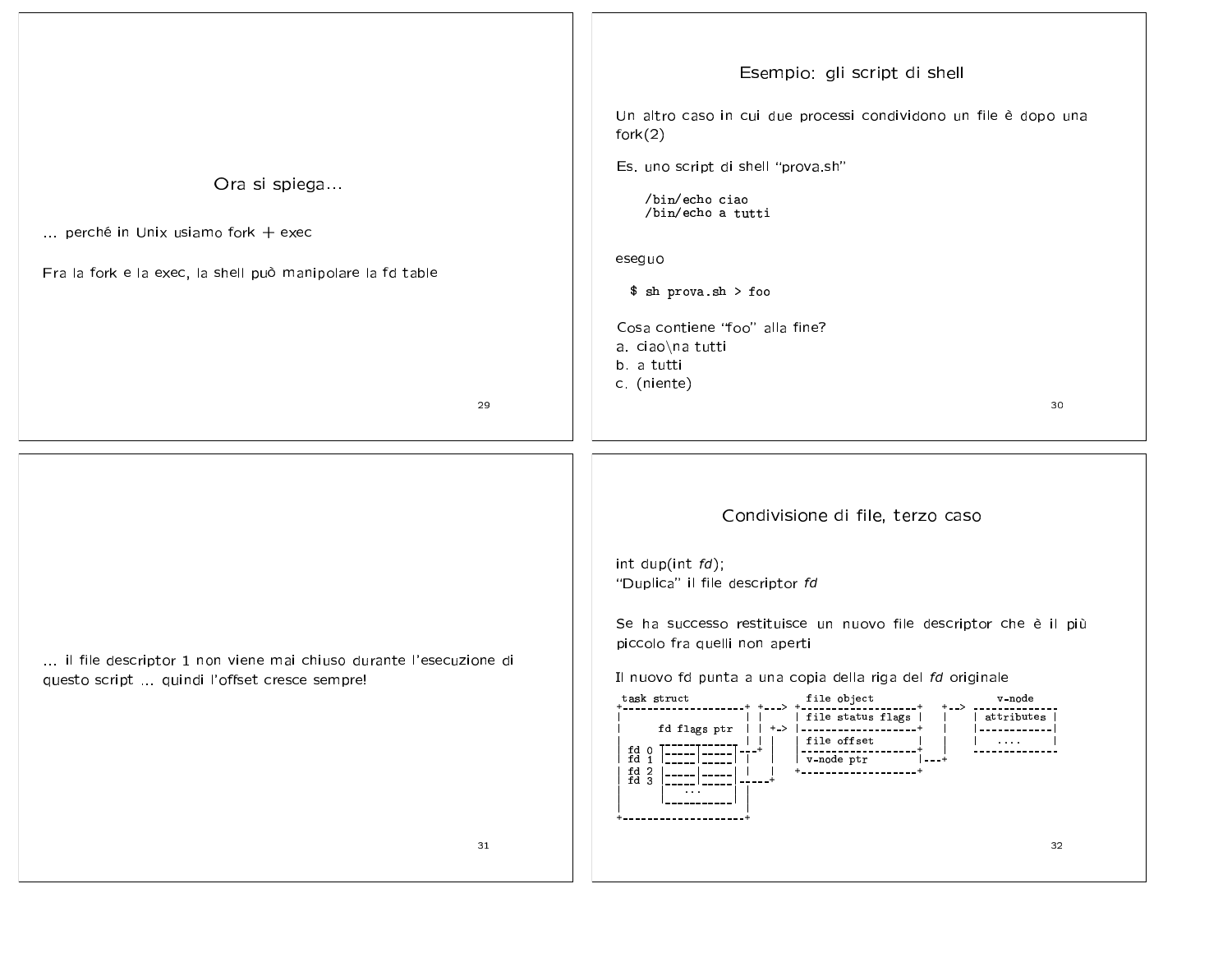## Ora si spiega...

... perché in Unix usiamo fork + exec

Fra la fork e la exec, la shell può manipolare la fd table

## Esempio: gli script di shell

Un altro caso in cui due processi condividono un file è dopo una fork(2)

Es. uno script di shell "prova.sh"

```
/bin/echo ciao
/bin/echo a tutti
```

eseguo

```
$ sh prova.sh > foo
```

Cosa contiene "foo" alla fine?

a. ciao\na tutti
b. a tutti
c. (niente)

... il file descriptor 1 non viene mai chiuso durante l'esecuzione di questo script ... quindi l'offset cresce sempre!

## Condivisione di file, terzo caso

int dup(int *fd*);
"Duplica" il file descriptor *fd*

Se ha successo restituisce un nuovo file descriptor che è il più piccolo fra quelli non aperti

Il nuovo fd punta a una copia della riga del *fd* originale

```
 task struct                  file object                v-node
+--------------------+ +---> +-------------------+   +--> -------------
|                    | |     | file status flags |   |    | attributes |
|     fd flags ptr   | | +-> |-------------------+   |    |------------|
|                    | | |   | file offset       |   |    |    ....    |
| fd 0 |-----|-----|--+  |   |-------------------+   |    -------------
| fd 1 |-----|-----|  |   |   | v-node ptr        |---+
| fd 2 |-----|-----|  |   |   +-------------------+
| fd 3 |-----|-----|-----+
|          ...      |
|      |-----------|
|                    |
+--------------------+
```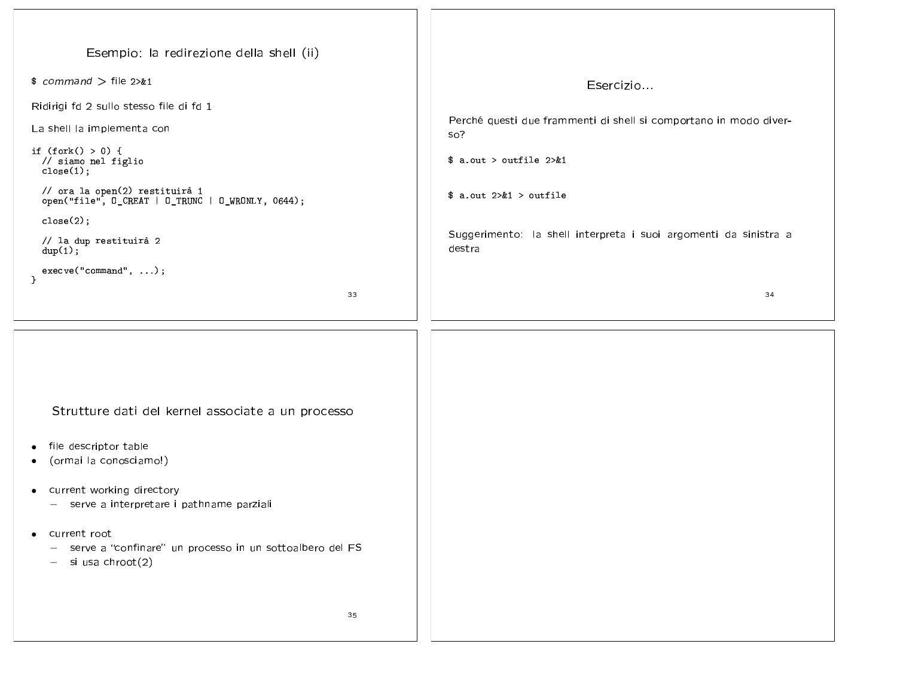## Esempio: la redirezione della shell (ii)

$ *command* > file 2>&1

Ridirigi fd 2 sullo stesso file di fd 1

La shell la implementa con

```
if (fork() > 0) {
  // siamo nel figlio
  close(1);

  // ora la open(2) restituirà 1
  open("file", O_CREAT | O_TRUNC | O_WRONLY, 0644);

  close(2);

  // la dup restituirà 2
  dup(1);

  execve("command", ...);
}
```

## Esercizio...

Perché questi due frammenti di shell si comportano in modo diverso?

```
$ a.out > outfile 2>&1
```

```
$ a.out 2>&1 > outfile
```

Suggerimento: la shell interpreta i suoi argomenti da sinistra a destra

## Strutture dati del kernel associate a un processo

- file descriptor table
- (ormai la conosciamo!)
- current working directory
  - serve a interpretare i pathname parziali
- current root
  - serve a "confinare" un processo in un sottoalbero del FS
  - si usa chroot(2)